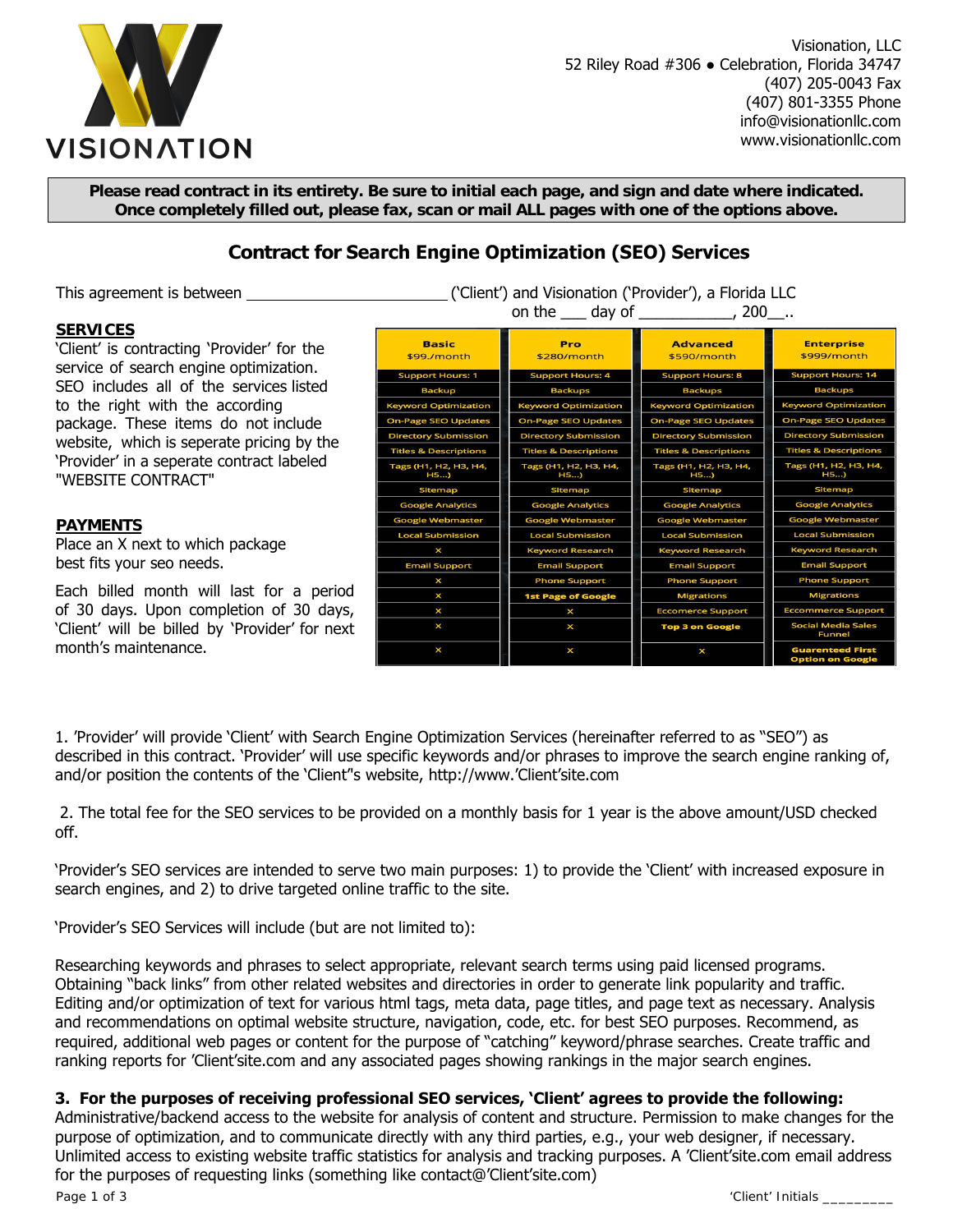VISIONATION

Visionation, LLC
52 Riley Road #306 • Celebration, Florida 34747
(407) 205-0043 Fax
(407) 801-3355 Phone
info@visionationllc.com
www.visionationllc.com

**Please read contract in its entirety. Be sure to initial each page, and sign and date where indicated. Once completely filled out, please fax, scan or mail ALL pages with one of the options above.**

## Contract for Search Engine Optimization (SEO) Services

This agreement is between ________________________ ('Client') and Visionation ('Provider'), a Florida LLC on the ___ day of ___________, 200__..

**SERVICES**

'Client' is contracting 'Provider' for the service of search engine optimization. SEO includes all of the services listed to the right with the according package. These items do not include website, which is seperate pricing by the 'Provider' in a seperate contract labeled "WEBSITE CONTRACT"

**PAYMENTS**

Place an X next to which package best fits your seo needs.

Each billed month will last for a period of 30 days. Upon completion of 30 days, 'Client' will be billed by 'Provider' for next month's maintenance.

| Basic $99./month | Pro $280/month | Advanced $590/month | Enterprise $999/month |
|---|---|---|---|
| Support Hours: 1 | Support Hours: 4 | Support Hours: 8 | Support Hours: 14 |
| Backup | Backups | Backups | Backups |
| Keyword Optimization | Keyword Optimization | Keyword Optimization | Keyword Optimization |
| On-Page SEO Updates | On-Page SEO Updates | On-Page SEO Updates | On-Page SEO Updates |
| Directory Submission | Directory Submission | Directory Submission | Directory Submission |
| Titles & Descriptions | Titles & Descriptions | Titles & Descriptions | Titles & Descriptions |
| Tags (H1, H2, H3, H4, H5...) | Tags (H1, H2, H3, H4, H5...) | Tags (H1, H2, H3, H4, H5...) | Tags (H1, H2, H3, H4, H5...) |
| Sitemap | Sitemap | Sitemap | Sitemap |
| Google Analytics | Google Analytics | Google Analytics | Google Analytics |
| Google Webmaster | Google Webmaster | Google Webmaster | Google Webmaster |
| Local Submission | Local Submission | Local Submission | Local Submission |
| x | Keyword Research | Keyword Research | Keyword Research |
| Email Support | Email Support | Email Support | Email Support |
| x | Phone Support | Phone Support | Phone Support |
| x | 1st Page of Google | Migrations | Migrations |
| x | x | Eccomerce Support | Eccommerce Support |
| x | x | Top 3 on Google | Social Media Sales Funnel |
| x | x | x | Guarenteed First Option on Google |

1. 'Provider' will provide 'Client' with Search Engine Optimization Services (hereinafter referred to as "SEO") as described in this contract. 'Provider' will use specific keywords and/or phrases to improve the search engine ranking of, and/or position the contents of the 'Client''s website, http://www.'Client'site.com

2. The total fee for the SEO services to be provided on a monthly basis for 1 year is the above amount/USD checked off.

'Provider's SEO services are intended to serve two main purposes: 1) to provide the 'Client' with increased exposure in search engines, and 2) to drive targeted online traffic to the site.

'Provider's SEO Services will include (but are not limited to):

Researching keywords and phrases to select appropriate, relevant search terms using paid licensed programs. Obtaining "back links" from other related websites and directories in order to generate link popularity and traffic. Editing and/or optimization of text for various html tags, meta data, page titles, and page text as necessary. Analysis and recommendations on optimal website structure, navigation, code, etc. for best SEO purposes. Recommend, as required, additional web pages or content for the purpose of "catching" keyword/phrase searches. Create traffic and ranking reports for 'Client'site.com and any associated pages showing rankings in the major search engines.

**3. For the purposes of receiving professional SEO services, 'Client' agrees to provide the following:** Administrative/backend access to the website for analysis of content and structure. Permission to make changes for the purpose of optimization, and to communicate directly with any third parties, e.g., your web designer, if necessary. Unlimited access to existing website traffic statistics for analysis and tracking purposes. A 'Client'site.com email address for the purposes of requesting links (something like contact@'Client'site.com)

'Client' Initials _________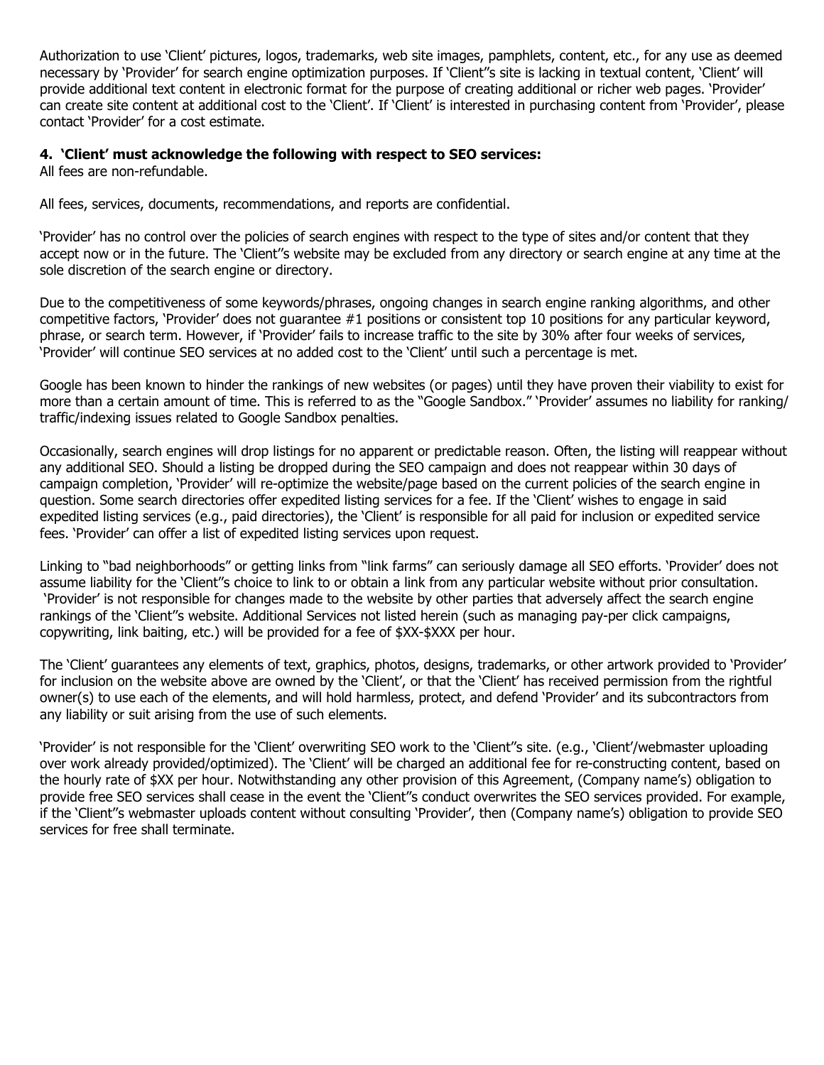Authorization to use 'Client' pictures, logos, trademarks, web site images, pamphlets, content, etc., for any use as deemed necessary by 'Provider' for search engine optimization purposes. If 'Client''s site is lacking in textual content, 'Client' will provide additional text content in electronic format for the purpose of creating additional or richer web pages. 'Provider' can create site content at additional cost to the 'Client'. If 'Client' is interested in purchasing content from 'Provider', please contact 'Provider' for a cost estimate.

**4. 'Client' must acknowledge the following with respect to SEO services:**

All fees are non-refundable.

All fees, services, documents, recommendations, and reports are confidential.

'Provider' has no control over the policies of search engines with respect to the type of sites and/or content that they accept now or in the future. The 'Client''s website may be excluded from any directory or search engine at any time at the sole discretion of the search engine or directory.

Due to the competitiveness of some keywords/phrases, ongoing changes in search engine ranking algorithms, and other competitive factors, 'Provider' does not guarantee #1 positions or consistent top 10 positions for any particular keyword, phrase, or search term. However, if 'Provider' fails to increase traffic to the site by 30% after four weeks of services, 'Provider' will continue SEO services at no added cost to the 'Client' until such a percentage is met.

Google has been known to hinder the rankings of new websites (or pages) until they have proven their viability to exist for more than a certain amount of time. This is referred to as the "Google Sandbox." 'Provider' assumes no liability for ranking/ traffic/indexing issues related to Google Sandbox penalties.

Occasionally, search engines will drop listings for no apparent or predictable reason. Often, the listing will reappear without any additional SEO. Should a listing be dropped during the SEO campaign and does not reappear within 30 days of campaign completion, 'Provider' will re-optimize the website/page based on the current policies of the search engine in question. Some search directories offer expedited listing services for a fee. If the 'Client' wishes to engage in said expedited listing services (e.g., paid directories), the 'Client' is responsible for all paid for inclusion or expedited service fees. 'Provider' can offer a list of expedited listing services upon request.

Linking to "bad neighborhoods" or getting links from "link farms" can seriously damage all SEO efforts. 'Provider' does not assume liability for the 'Client''s choice to link to or obtain a link from any particular website without prior consultation. 'Provider' is not responsible for changes made to the website by other parties that adversely affect the search engine rankings of the 'Client''s website. Additional Services not listed herein (such as managing pay-per click campaigns, copywriting, link baiting, etc.) will be provided for a fee of $XX-$XXX per hour.

The 'Client' guarantees any elements of text, graphics, photos, designs, trademarks, or other artwork provided to 'Provider' for inclusion on the website above are owned by the 'Client', or that the 'Client' has received permission from the rightful owner(s) to use each of the elements, and will hold harmless, protect, and defend 'Provider' and its subcontractors from any liability or suit arising from the use of such elements.

'Provider' is not responsible for the 'Client' overwriting SEO work to the 'Client''s site. (e.g., 'Client'/webmaster uploading over work already provided/optimized). The 'Client' will be charged an additional fee for re-constructing content, based on the hourly rate of $XX per hour. Notwithstanding any other provision of this Agreement, (Company name's) obligation to provide free SEO services shall cease in the event the 'Client''s conduct overwrites the SEO services provided. For example, if the 'Client''s webmaster uploads content without consulting 'Provider', then (Company name's) obligation to provide SEO services for free shall terminate.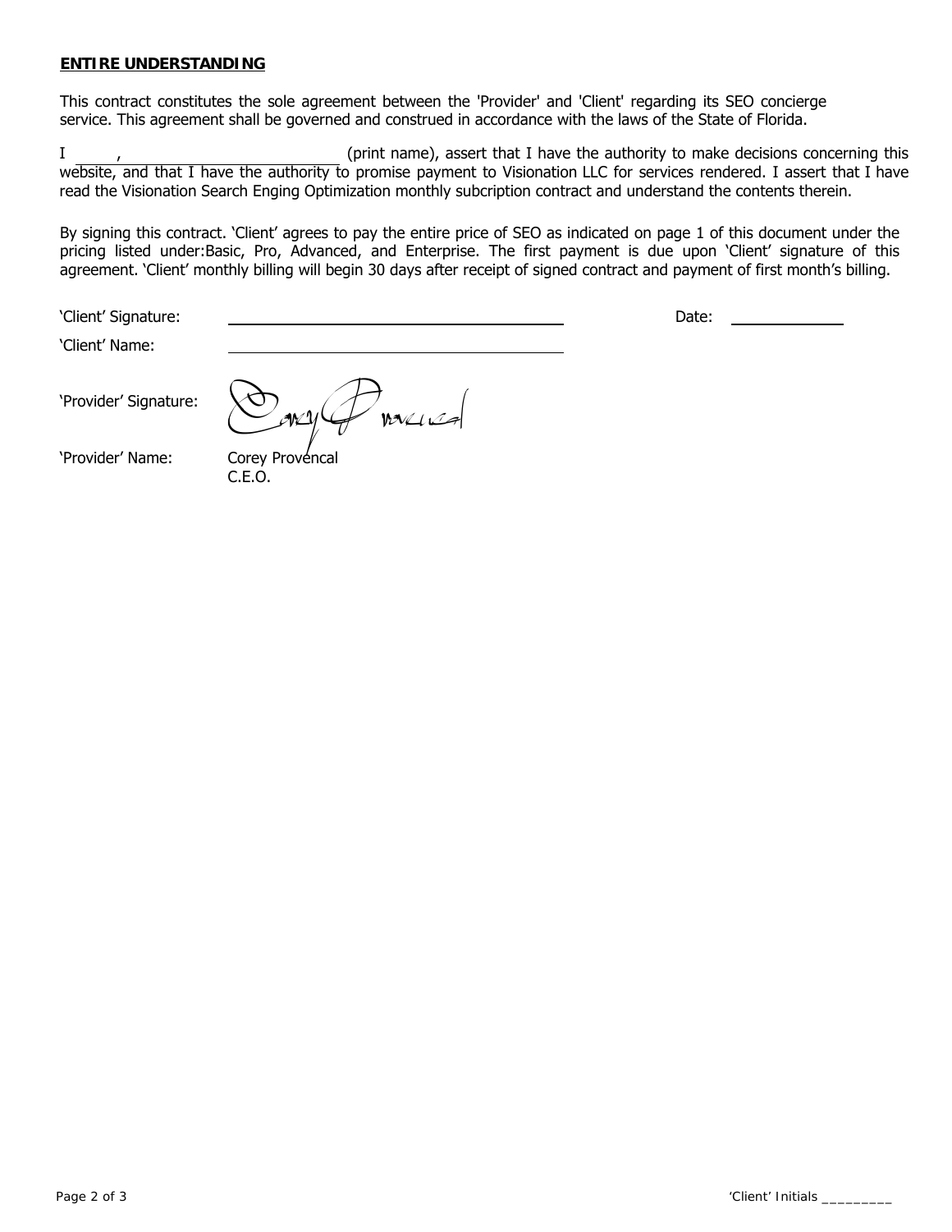**ENTIRE UNDERSTANDING**

This contract constitutes the sole agreement between the 'Provider' and 'Client' regarding its SEO concierge service. This agreement shall be governed and construed in accordance with the laws of the State of Florida.

I ______, __________________________ (print name), assert that I have the authority to make decisions concerning this website, and that I have the authority to promise payment to Visionation LLC for services rendered. I assert that I have read the Visionation Search Enging Optimization monthly subcription contract and understand the contents therein.

By signing this contract. 'Client' agrees to pay the entire price of SEO as indicated on page 1 of this document under the pricing listed under:Basic, Pro, Advanced, and Enterprise. The first payment is due upon 'Client' signature of this agreement. 'Client' monthly billing will begin 30 days after receipt of signed contract and payment of first month's billing.

'Client' Signature: ________________________________ Date: ____________

'Client' Name: ________________________________

'Provider' Signature: [signature]

'Provider' Name: Corey Provencal
C.E.O.

'Client' Initials _________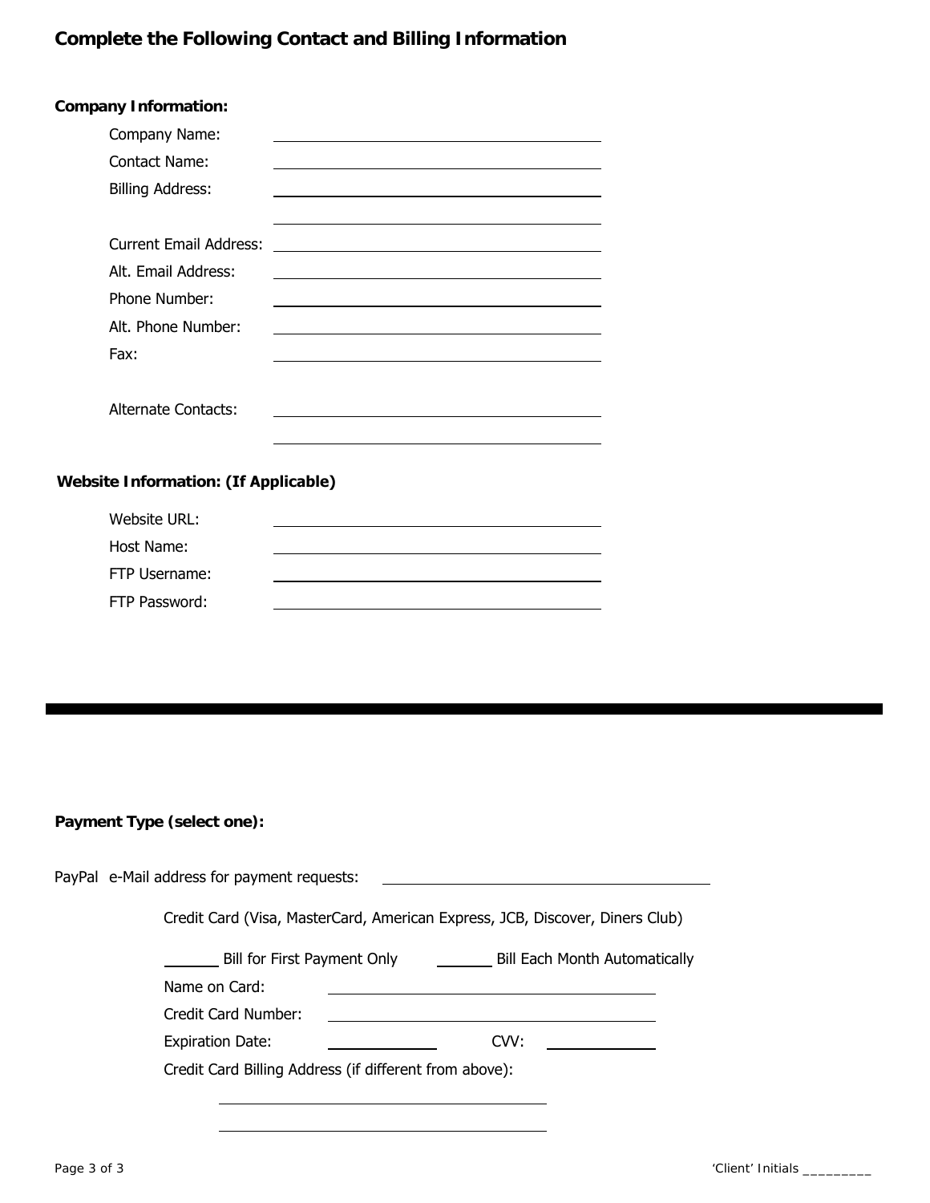## Complete the Following Contact and Billing Information

**Company Information:**

Company Name: ______________________________

Contact Name: ______________________________

Billing Address: ______________________________

______________________________

Current Email Address: ______________________________

Alt. Email Address: ______________________________

Phone Number: ______________________________

Alt. Phone Number: ______________________________

Fax: ______________________________

Alternate Contacts: ______________________________

______________________________

**Website Information: (If Applicable)**

Website URL: ______________________________

Host Name: ______________________________

FTP Username: ______________________________

FTP Password: ______________________________

---

**Payment Type (select one):**

PayPal e-Mail address for payment requests: ______________________________

Credit Card (Visa, MasterCard, American Express, JCB, Discover, Diners Club)

_______ Bill for First Payment Only _______ Bill Each Month Automatically

Name on Card: ______________________________

Credit Card Number: ______________________________

Expiration Date: ____________ CVV: ____________

Credit Card Billing Address (if different from above):

______________________________

______________________________

'Client' Initials _________